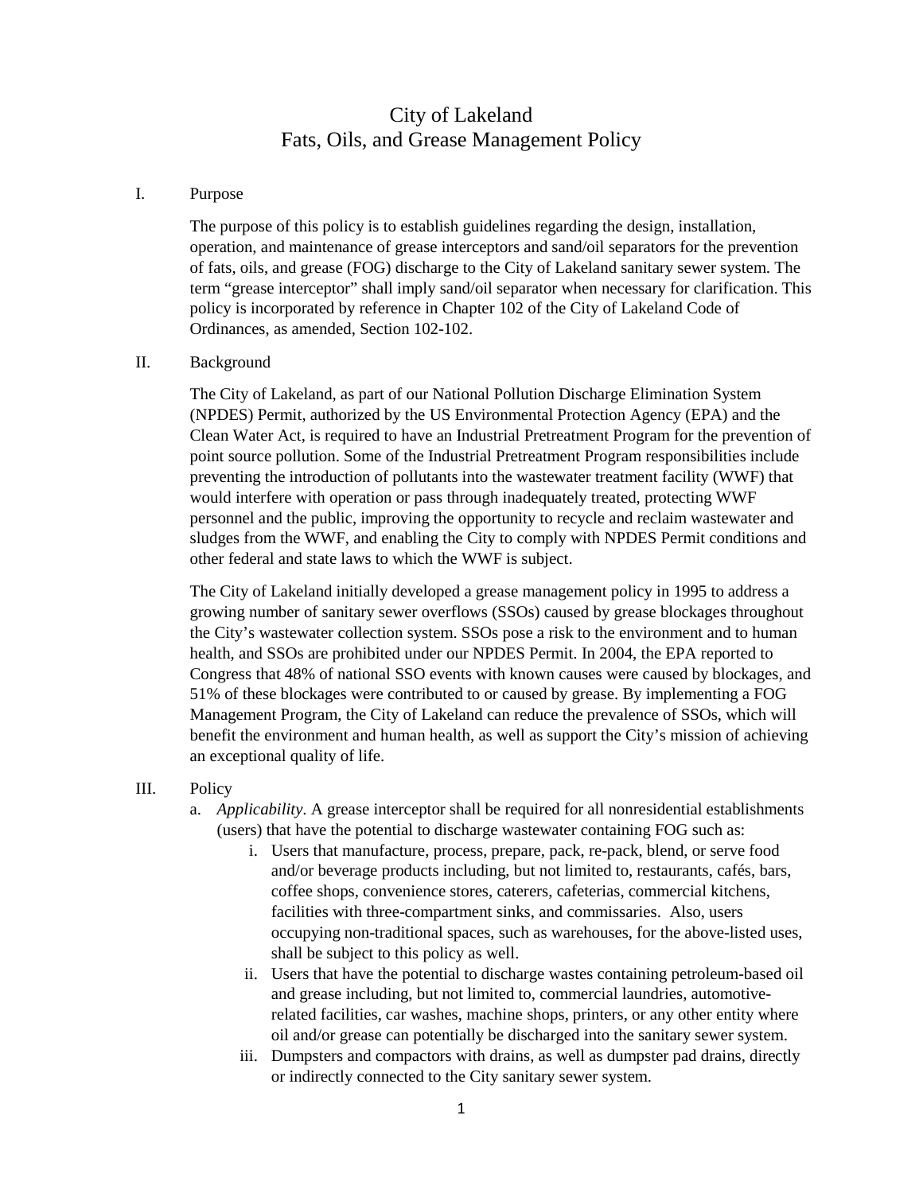# City of Lakeland
# Fats, Oils, and Grease Management Policy

## I. Purpose

The purpose of this policy is to establish guidelines regarding the design, installation, operation, and maintenance of grease interceptors and sand/oil separators for the prevention of fats, oils, and grease (FOG) discharge to the City of Lakeland sanitary sewer system. The term "grease interceptor" shall imply sand/oil separator when necessary for clarification. This policy is incorporated by reference in Chapter 102 of the City of Lakeland Code of Ordinances, as amended, Section 102-102.

## II. Background

The City of Lakeland, as part of our National Pollution Discharge Elimination System (NPDES) Permit, authorized by the US Environmental Protection Agency (EPA) and the Clean Water Act, is required to have an Industrial Pretreatment Program for the prevention of point source pollution. Some of the Industrial Pretreatment Program responsibilities include preventing the introduction of pollutants into the wastewater treatment facility (WWF) that would interfere with operation or pass through inadequately treated, protecting WWF personnel and the public, improving the opportunity to recycle and reclaim wastewater and sludges from the WWF, and enabling the City to comply with NPDES Permit conditions and other federal and state laws to which the WWF is subject.

The City of Lakeland initially developed a grease management policy in 1995 to address a growing number of sanitary sewer overflows (SSOs) caused by grease blockages throughout the City's wastewater collection system. SSOs pose a risk to the environment and to human health, and SSOs are prohibited under our NPDES Permit. In 2004, the EPA reported to Congress that 48% of national SSO events with known causes were caused by blockages, and 51% of these blockages were contributed to or caused by grease. By implementing a FOG Management Program, the City of Lakeland can reduce the prevalence of SSOs, which will benefit the environment and human health, as well as support the City's mission of achieving an exceptional quality of life.

## III. Policy

a. *Applicability*. A grease interceptor shall be required for all nonresidential establishments (users) that have the potential to discharge wastewater containing FOG such as:

   i. Users that manufacture, process, prepare, pack, re-pack, blend, or serve food and/or beverage products including, but not limited to, restaurants, cafés, bars, coffee shops, convenience stores, caterers, cafeterias, commercial kitchens, facilities with three-compartment sinks, and commissaries. Also, users occupying non-traditional spaces, such as warehouses, for the above-listed uses, shall be subject to this policy as well.

   ii. Users that have the potential to discharge wastes containing petroleum-based oil and grease including, but not limited to, commercial laundries, automotive-related facilities, car washes, machine shops, printers, or any other entity where oil and/or grease can potentially be discharged into the sanitary sewer system.

   iii. Dumpsters and compactors with drains, as well as dumpster pad drains, directly or indirectly connected to the City sanitary sewer system.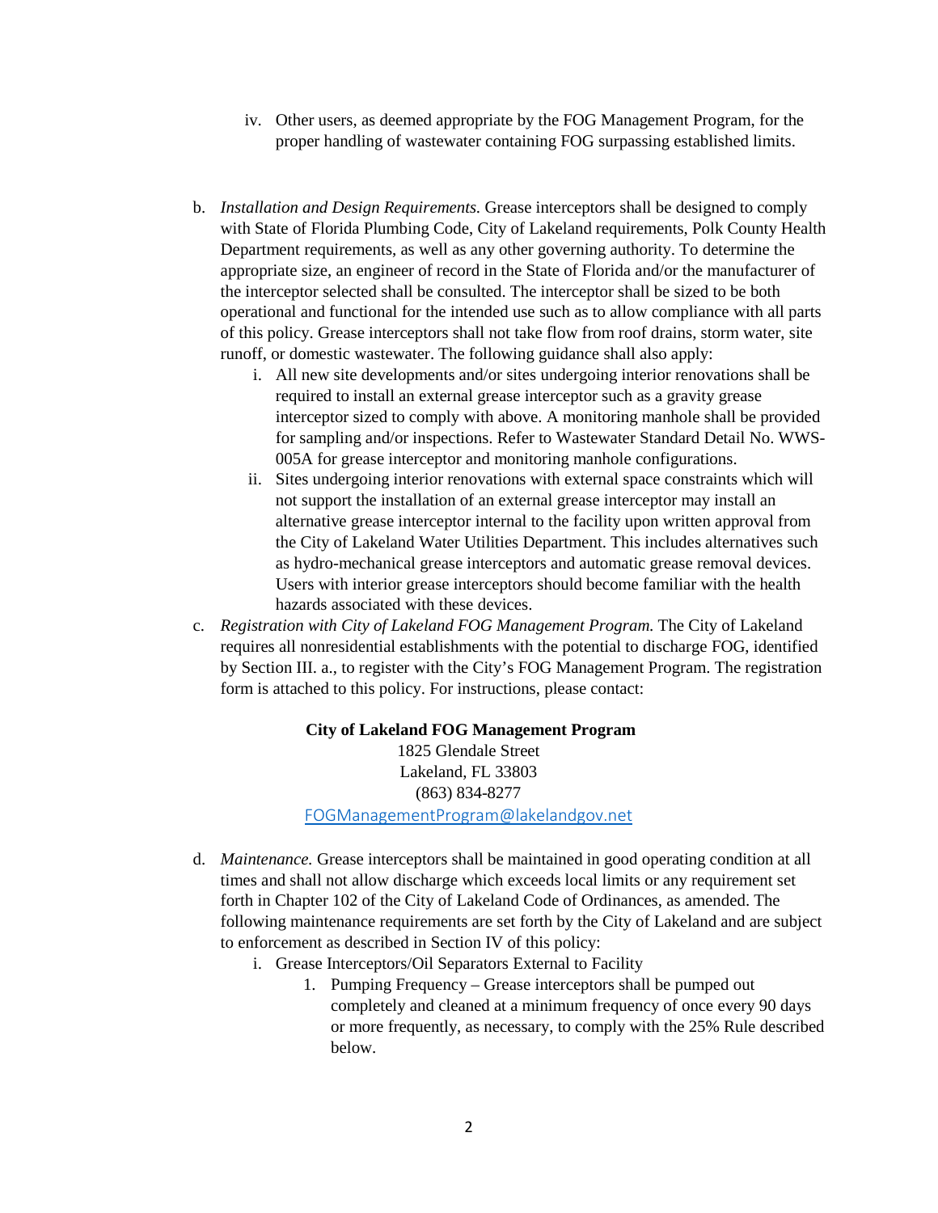iv. Other users, as deemed appropriate by the FOG Management Program, for the proper handling of wastewater containing FOG surpassing established limits.

b. *Installation and Design Requirements.* Grease interceptors shall be designed to comply with State of Florida Plumbing Code, City of Lakeland requirements, Polk County Health Department requirements, as well as any other governing authority. To determine the appropriate size, an engineer of record in the State of Florida and/or the manufacturer of the interceptor selected shall be consulted. The interceptor shall be sized to be both operational and functional for the intended use such as to allow compliance with all parts of this policy. Grease interceptors shall not take flow from roof drains, storm water, site runoff, or domestic wastewater. The following guidance shall also apply:
   i. All new site developments and/or sites undergoing interior renovations shall be required to install an external grease interceptor such as a gravity grease interceptor sized to comply with above. A monitoring manhole shall be provided for sampling and/or inspections. Refer to Wastewater Standard Detail No. WWS-005A for grease interceptor and monitoring manhole configurations.
   ii. Sites undergoing interior renovations with external space constraints which will not support the installation of an external grease interceptor may install an alternative grease interceptor internal to the facility upon written approval from the City of Lakeland Water Utilities Department. This includes alternatives such as hydro-mechanical grease interceptors and automatic grease removal devices. Users with interior grease interceptors should become familiar with the health hazards associated with these devices.

c. *Registration with City of Lakeland FOG Management Program.* The City of Lakeland requires all nonresidential establishments with the potential to discharge FOG, identified by Section III. a., to register with the City's FOG Management Program. The registration form is attached to this policy. For instructions, please contact:

**City of Lakeland FOG Management Program**
1825 Glendale Street
Lakeland, FL 33803
(863) 834-8277
FOGManagementProgram@lakelandgov.net

d. *Maintenance.* Grease interceptors shall be maintained in good operating condition at all times and shall not allow discharge which exceeds local limits or any requirement set forth in Chapter 102 of the City of Lakeland Code of Ordinances, as amended. The following maintenance requirements are set forth by the City of Lakeland and are subject to enforcement as described in Section IV of this policy:
   i. Grease Interceptors/Oil Separators External to Facility
      1. Pumping Frequency – Grease interceptors shall be pumped out completely and cleaned at a minimum frequency of once every 90 days or more frequently, as necessary, to comply with the 25% Rule described below.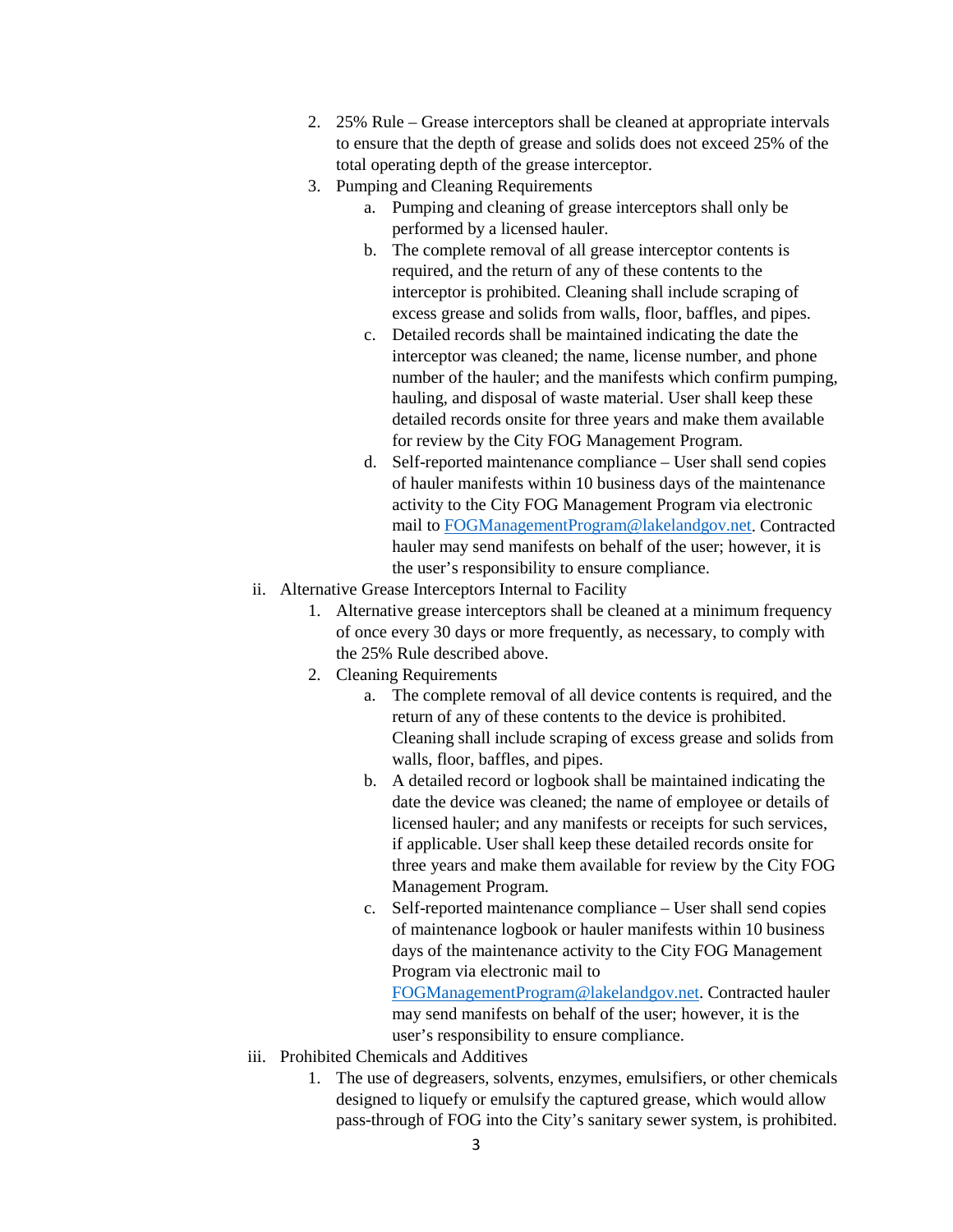2. 25% Rule – Grease interceptors shall be cleaned at appropriate intervals to ensure that the depth of grease and solids does not exceed 25% of the total operating depth of the grease interceptor.
3. Pumping and Cleaning Requirements
    a. Pumping and cleaning of grease interceptors shall only be performed by a licensed hauler.
    b. The complete removal of all grease interceptor contents is required, and the return of any of these contents to the interceptor is prohibited. Cleaning shall include scraping of excess grease and solids from walls, floor, baffles, and pipes.
    c. Detailed records shall be maintained indicating the date the interceptor was cleaned; the name, license number, and phone number of the hauler; and the manifests which confirm pumping, hauling, and disposal of waste material. User shall keep these detailed records onsite for three years and make them available for review by the City FOG Management Program.
    d. Self-reported maintenance compliance – User shall send copies of hauler manifests within 10 business days of the maintenance activity to the City FOG Management Program via electronic mail to [FOGManagementProgram@lakelandgov.net](mailto:FOGManagementProgram@lakelandgov.net). Contracted hauler may send manifests on behalf of the user; however, it is the user's responsibility to ensure compliance.

ii. Alternative Grease Interceptors Internal to Facility
1. Alternative grease interceptors shall be cleaned at a minimum frequency of once every 30 days or more frequently, as necessary, to comply with the 25% Rule described above.
2. Cleaning Requirements
    a. The complete removal of all device contents is required, and the return of any of these contents to the device is prohibited. Cleaning shall include scraping of excess grease and solids from walls, floor, baffles, and pipes.
    b. A detailed record or logbook shall be maintained indicating the date the device was cleaned; the name of employee or details of licensed hauler; and any manifests or receipts for such services, if applicable. User shall keep these detailed records onsite for three years and make them available for review by the City FOG Management Program.
    c. Self-reported maintenance compliance – User shall send copies of maintenance logbook or hauler manifests within 10 business days of the maintenance activity to the City FOG Management Program via electronic mail to [FOGManagementProgram@lakelandgov.net](mailto:FOGManagementProgram@lakelandgov.net). Contracted hauler may send manifests on behalf of the user; however, it is the user's responsibility to ensure compliance.

iii. Prohibited Chemicals and Additives
1. The use of degreasers, solvents, enzymes, emulsifiers, or other chemicals designed to liquefy or emulsify the captured grease, which would allow pass-through of FOG into the City's sanitary sewer system, is prohibited.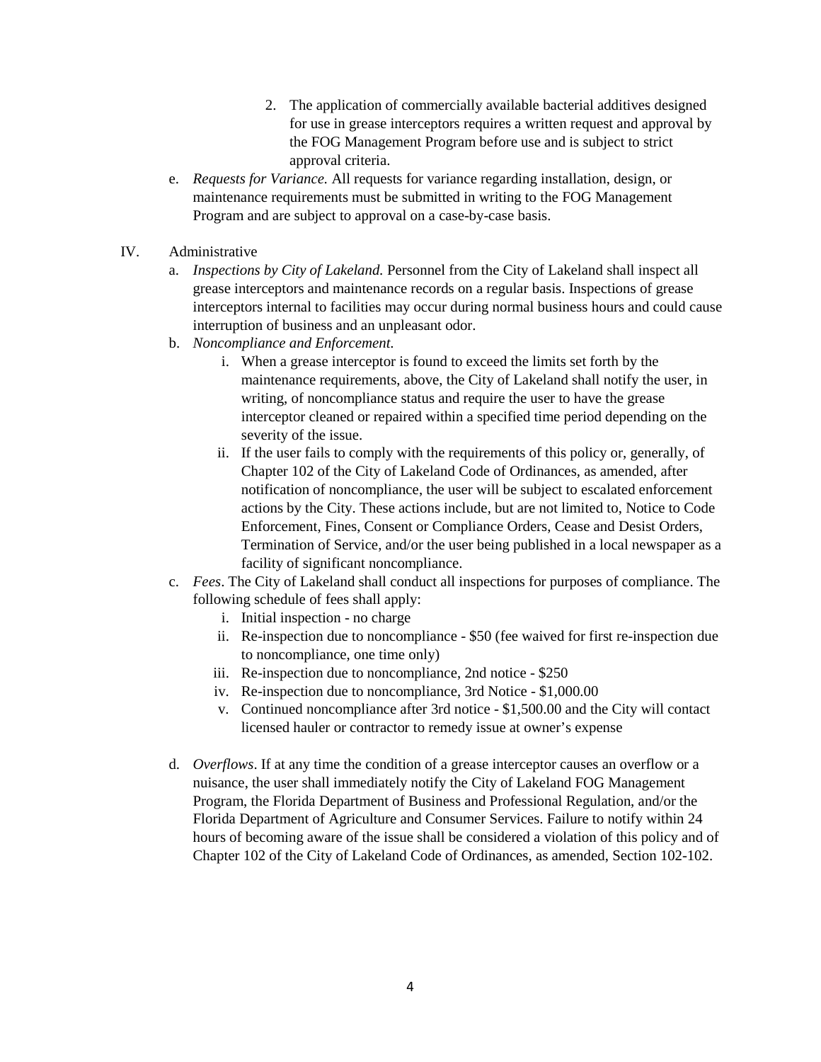2. The application of commercially available bacterial additives designed for use in grease interceptors requires a written request and approval by the FOG Management Program before use and is subject to strict approval criteria.

e. *Requests for Variance.* All requests for variance regarding installation, design, or maintenance requirements must be submitted in writing to the FOG Management Program and are subject to approval on a case-by-case basis.

IV. Administrative

a. *Inspections by City of Lakeland.* Personnel from the City of Lakeland shall inspect all grease interceptors and maintenance records on a regular basis. Inspections of grease interceptors internal to facilities may occur during normal business hours and could cause interruption of business and an unpleasant odor.

b. *Noncompliance and Enforcement*.

   i. When a grease interceptor is found to exceed the limits set forth by the maintenance requirements, above, the City of Lakeland shall notify the user, in writing, of noncompliance status and require the user to have the grease interceptor cleaned or repaired within a specified time period depending on the severity of the issue.

   ii. If the user fails to comply with the requirements of this policy or, generally, of Chapter 102 of the City of Lakeland Code of Ordinances, as amended, after notification of noncompliance, the user will be subject to escalated enforcement actions by the City. These actions include, but are not limited to, Notice to Code Enforcement, Fines, Consent or Compliance Orders, Cease and Desist Orders, Termination of Service, and/or the user being published in a local newspaper as a facility of significant noncompliance.

c. *Fees*. The City of Lakeland shall conduct all inspections for purposes of compliance. The following schedule of fees shall apply:

   i. Initial inspection - no charge
   ii. Re-inspection due to noncompliance - $50 (fee waived for first re-inspection due to noncompliance, one time only)
   iii. Re-inspection due to noncompliance, 2nd notice - $250
   iv. Re-inspection due to noncompliance, 3rd Notice - $1,000.00
   v. Continued noncompliance after 3rd notice - $1,500.00 and the City will contact licensed hauler or contractor to remedy issue at owner's expense

d. *Overflows*. If at any time the condition of a grease interceptor causes an overflow or a nuisance, the user shall immediately notify the City of Lakeland FOG Management Program, the Florida Department of Business and Professional Regulation, and/or the Florida Department of Agriculture and Consumer Services. Failure to notify within 24 hours of becoming aware of the issue shall be considered a violation of this policy and of Chapter 102 of the City of Lakeland Code of Ordinances, as amended, Section 102-102.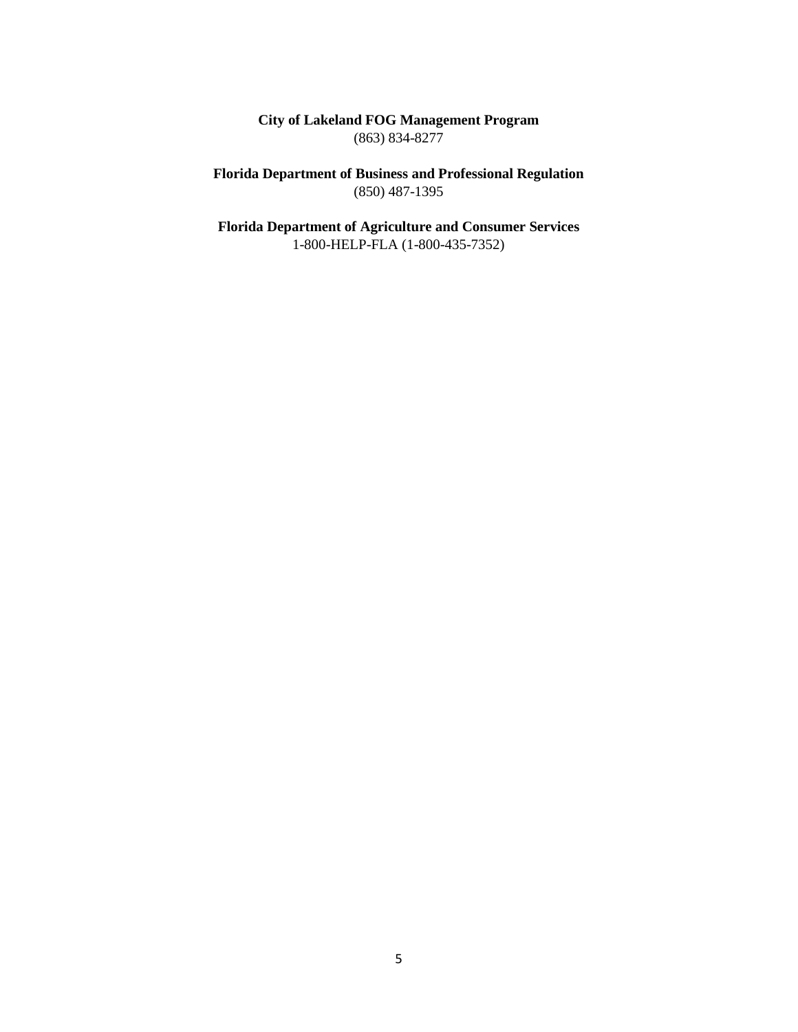**City of Lakeland FOG Management Program**
(863) 834-8277

**Florida Department of Business and Professional Regulation**
(850) 487-1395

**Florida Department of Agriculture and Consumer Services**
1-800-HELP-FLA (1-800-435-7352)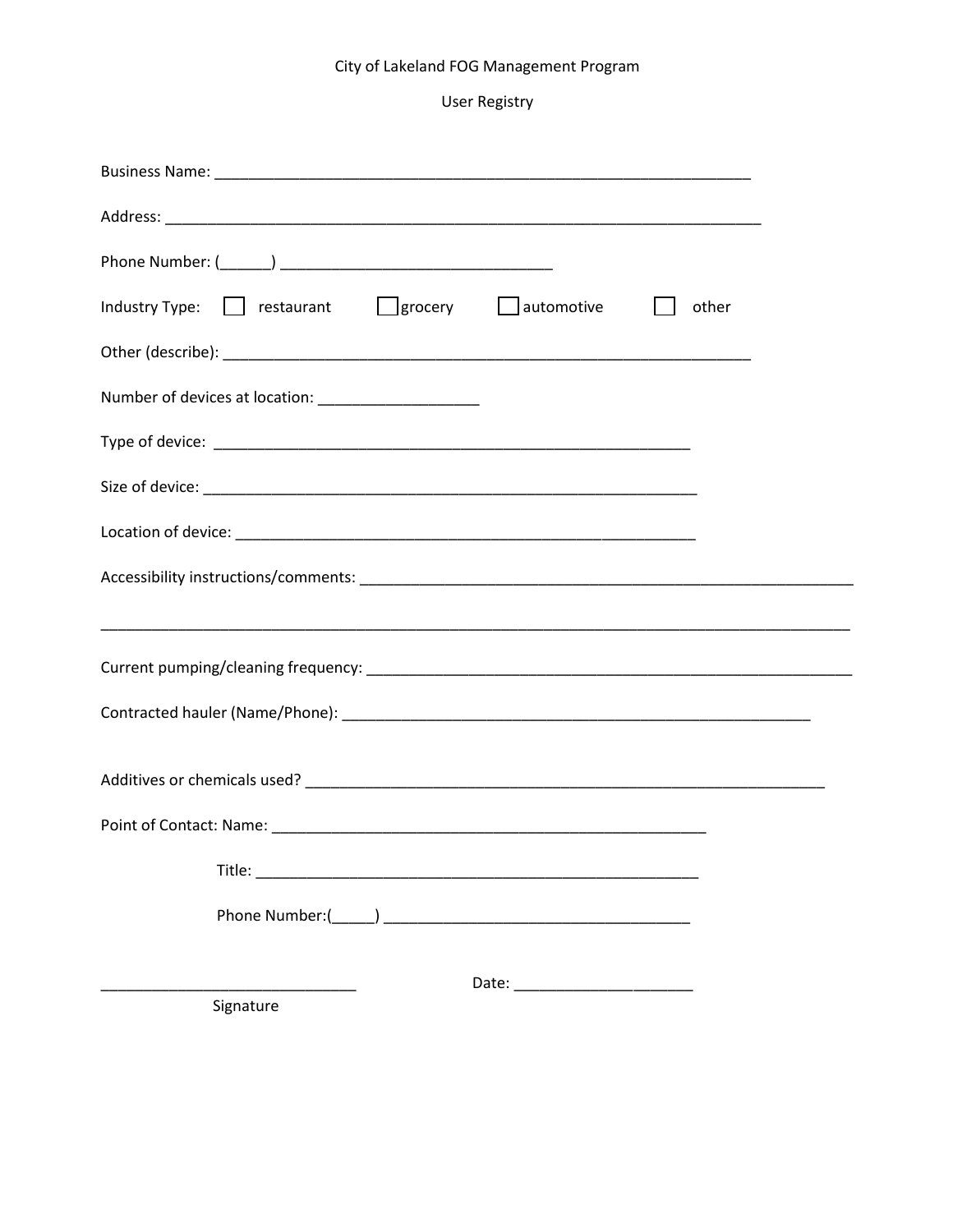City of Lakeland FOG Management Program

User Registry

Business Name: ____________________________________________________________

Address: ___________________________________________________________________

Phone Number: (______) ______________________________

Industry Type: ☐ restaurant ☐ grocery ☐ automotive ☐ other

Other (describe): ____________________________________________________________

Number of devices at location: __________________

Type of device: _______________________________________________________

Size of device: ________________________________________________________

Location of device: ___________________________________________________

Accessibility instructions/comments: _______________________________________________________

___________________________________________________________________________________

Current pumping/cleaning frequency: _______________________________________________________

Contracted hauler (Name/Phone): _____________________________________________________

Additives or chemicals used? ___________________________________________________________

Point of Contact: Name: _________________________________________________

Title: _________________________________________________

Phone Number:(_____) ___________________________________

_____________________________ Date: ____________________

Signature